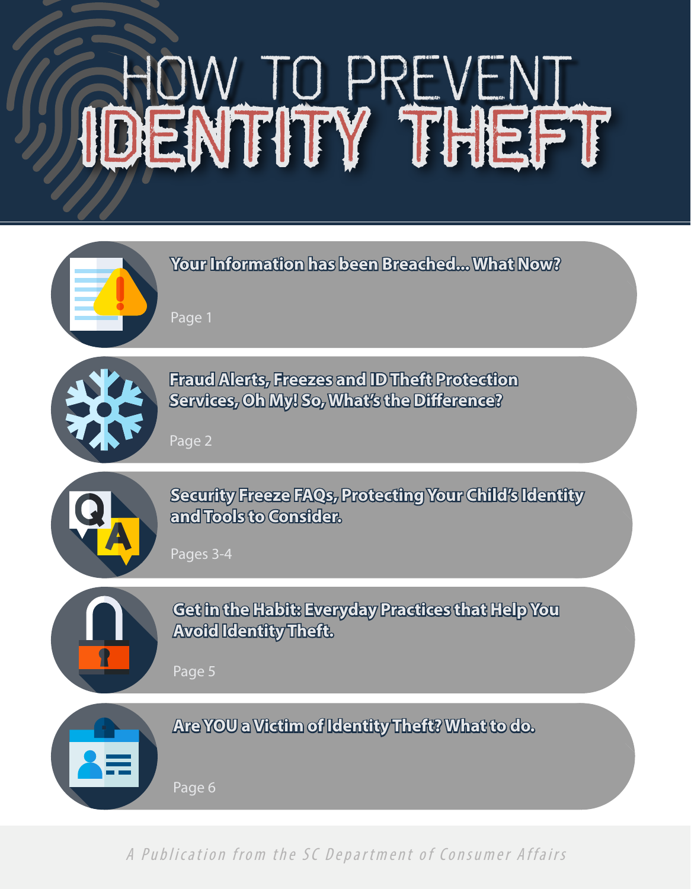# HOW TO PREVENT IDENTITY THEFT

**Your Information has been Breached... What Now?**

Page 1

**Fraud Alerts, Freezes and ID Theft Protection Services, Oh My! So, What's the Difference?**

Page 2

**Security Freeze FAQs, Protecting Your Child's Identity and Tools to Consider.**

Pages 3-4

**Get in the Habit: Everyday Practices that Help You Avoid Identity Theft.**

Page 5

**Are YOU a Victim of Identity Theft? What to do.**

Page 6

*A Publication from the SC Department of Consumer Affairs*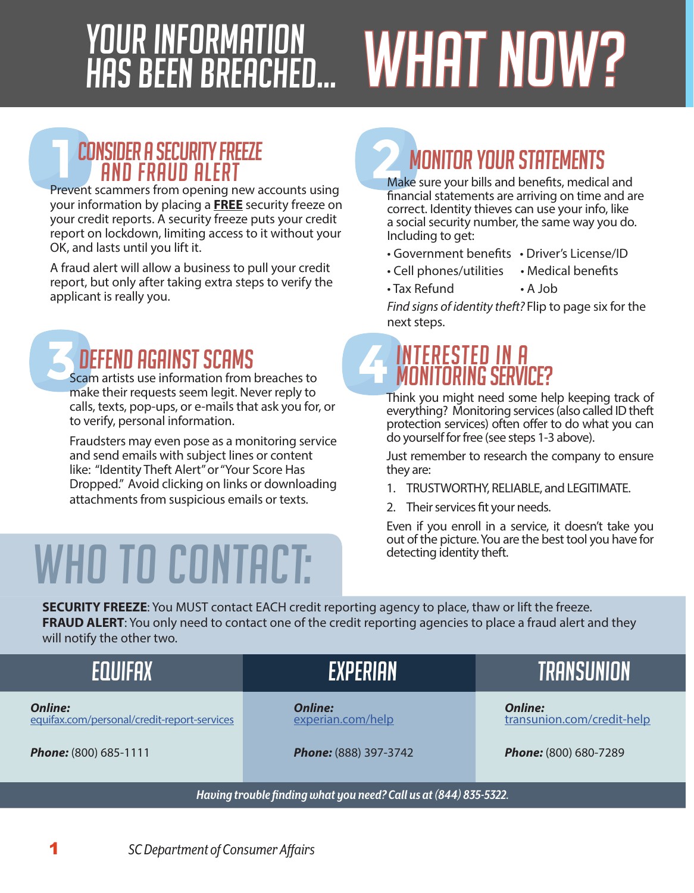# YOUR INFORMATION HAS BEEN BREACHED... WHAT NOW?

## 1 CONSIDER A SECURITY FREEZE AND FRAUD ALERT

Prevent scammers from opening new accounts using your information by placing a **FREE** security freeze on your credit reports. A security freeze puts your credit report on lockdown, limiting access to it without your OK, and lasts until you lift it.

A fraud alert will allow a business to pull your credit report, but only after taking extra steps to verify the applicant is really you.

## 2 MONITOR YOUR STATEMENTS

Make sure your bills and benefits, medical and financial statements are arriving on time and are correct. Identity thieves can use your info, like a social security number, the same way you do. Including to get:

- Government benefits
- Cell phones/utilities
- Tax Refund
- Driver's License/ID
- Medical benefits
- A Job

*Find signs of identity theft?* Flip to page six for the next steps.

## 3 DEFEND AGAINST SCAMS

Scam artists use information from breaches to make their requests seem legit. Never reply to calls, texts, pop-ups, or e-mails that ask you for, or to verify, personal information.

Fraudsters may even pose as a monitoring service and send emails with subject lines or content like: "Identity Theft Alert" or "Your Score Has Dropped." Avoid clicking on links or downloading attachments from suspicious emails or texts.

## 4 INTERESTED IN A MONITORING SERVICE?

Think you might need some help keeping track of everything? Monitoring services (also called ID theft protection services) often offer to do what you can do yourself for free (see steps 1-3 above).

Just remember to research the company to ensure they are:

1. TRUSTWORTHY, RELIABLE, and LEGITIMATE.
2. Their services fit your needs.

Even if you enroll in a service, it doesn't take you out of the picture. You are the best tool you have for detecting identity theft.

# WHO TO CONTACT:

**SECURITY FREEZE**: You MUST contact EACH credit reporting agency to place, thaw or lift the freeze.
**FRAUD ALERT**: You only need to contact one of the credit reporting agencies to place a fraud alert and they will notify the other two.

| EQUIFAX | EXPERIAN | TRANSUNION |
| --- | --- | --- |
| ***Online:*** equifax.com/personal/credit-report-services | ***Online:*** experian.com/help | ***Online:*** transunion.com/credit-help |
| ***Phone:*** (800) 685-1111 | ***Phone:*** (888) 397-3742 | ***Phone:*** (800) 680-7289 |

***Having trouble finding what you need? Call us at (844) 835-5322.***

*SC Department of Consumer Affairs*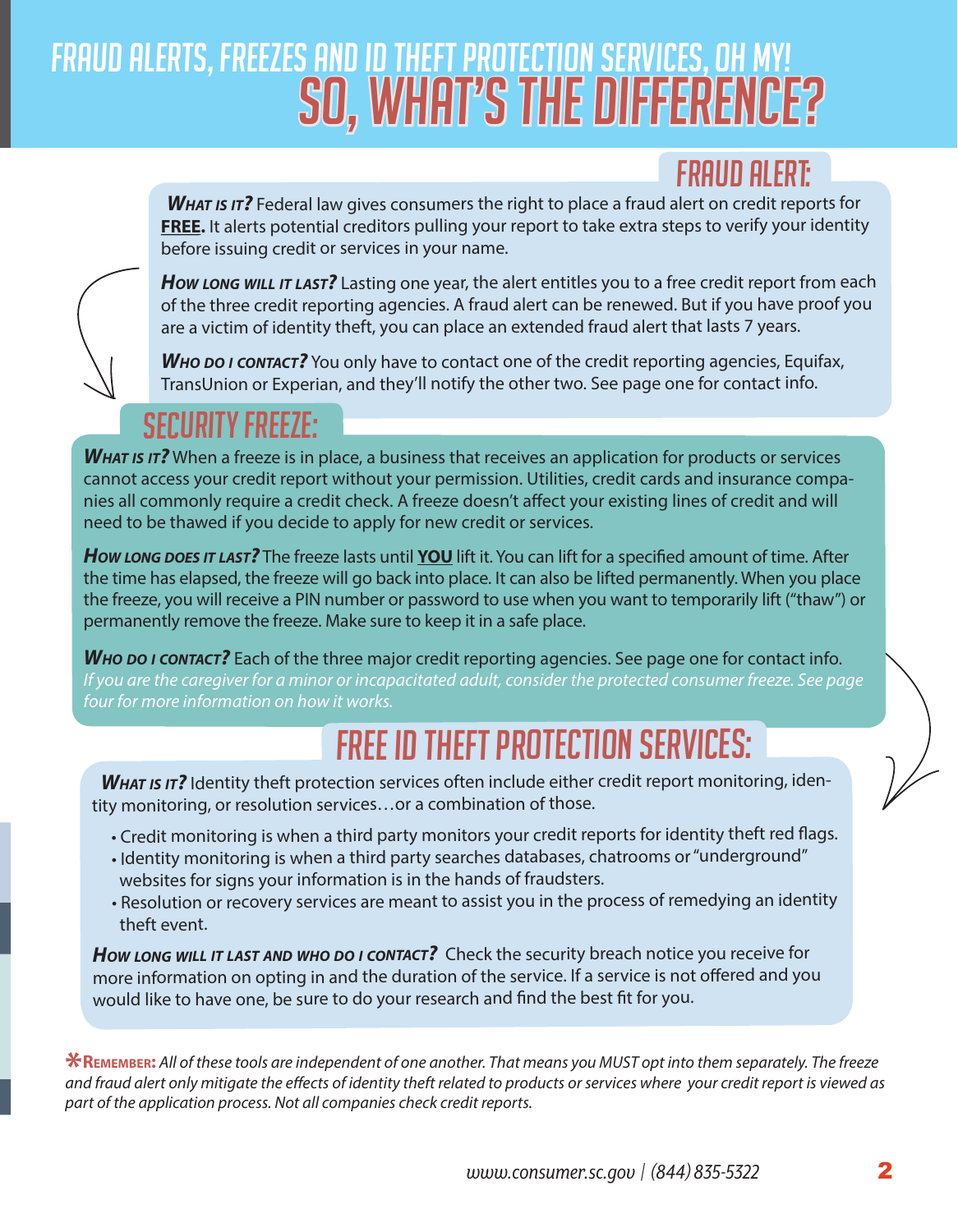# FRAUD ALERTS, FREEZES AND ID THEFT PROTECTION SERVICES, OH MY!
# SO, WHAT'S THE DIFFERENCE?

## FRAUD ALERT:

***What is it?*** Federal law gives consumers the right to place a fraud alert on credit reports for **FREE.** It alerts potential creditors pulling your report to take extra steps to verify your identity before issuing credit or services in your name.

***How long will it last?*** Lasting one year, the alert entitles you to a free credit report from each of the three credit reporting agencies. A fraud alert can be renewed. But if you have proof you are a victim of identity theft, you can place an extended fraud alert that lasts 7 years.

***Who do I contact?*** You only have to contact one of the credit reporting agencies, Equifax, TransUnion or Experian, and they'll notify the other two. See page one for contact info.

## SECURITY FREEZE:

***What is it?*** When a freeze is in place, a business that receives an application for products or services cannot access your credit report without your permission. Utilities, credit cards and insurance companies all commonly require a credit check. A freeze doesn't affect your existing lines of credit and will need to be thawed if you decide to apply for new credit or services.

***How long does it last?*** The freeze lasts until **YOU** lift it. You can lift for a specified amount of time. After the time has elapsed, the freeze will go back into place. It can also be lifted permanently. When you place the freeze, you will receive a PIN number or password to use when you want to temporarily lift ("thaw") or permanently remove the freeze. Make sure to keep it in a safe place.

***Who do I contact?*** Each of the three major credit reporting agencies. See page one for contact info. *If you are the caregiver for a minor or incapacitated adult, consider the protected consumer freeze. See page four for more information on how it works.*

## FREE ID THEFT PROTECTION SERVICES:

***What is it?*** Identity theft protection services often include either credit report monitoring, identity monitoring, or resolution services…or a combination of those.

- Credit monitoring is when a third party monitors your credit reports for identity theft red flags.
- Identity monitoring is when a third party searches databases, chatrooms or "underground" websites for signs your information is in the hands of fraudsters.
- Resolution or recovery services are meant to assist you in the process of remedying an identity theft event.

***How long will it last and who do I contact?*** Check the security breach notice you receive for more information on opting in and the duration of the service. If a service is not offered and you would like to have one, be sure to do your research and find the best fit for you.

***Remember:** *All of these tools are independent of one another. That means you MUST opt into them separately. The freeze and fraud alert only mitigate the effects of identity theft related to products or services where your credit report is viewed as part of the application process. Not all companies check credit reports.*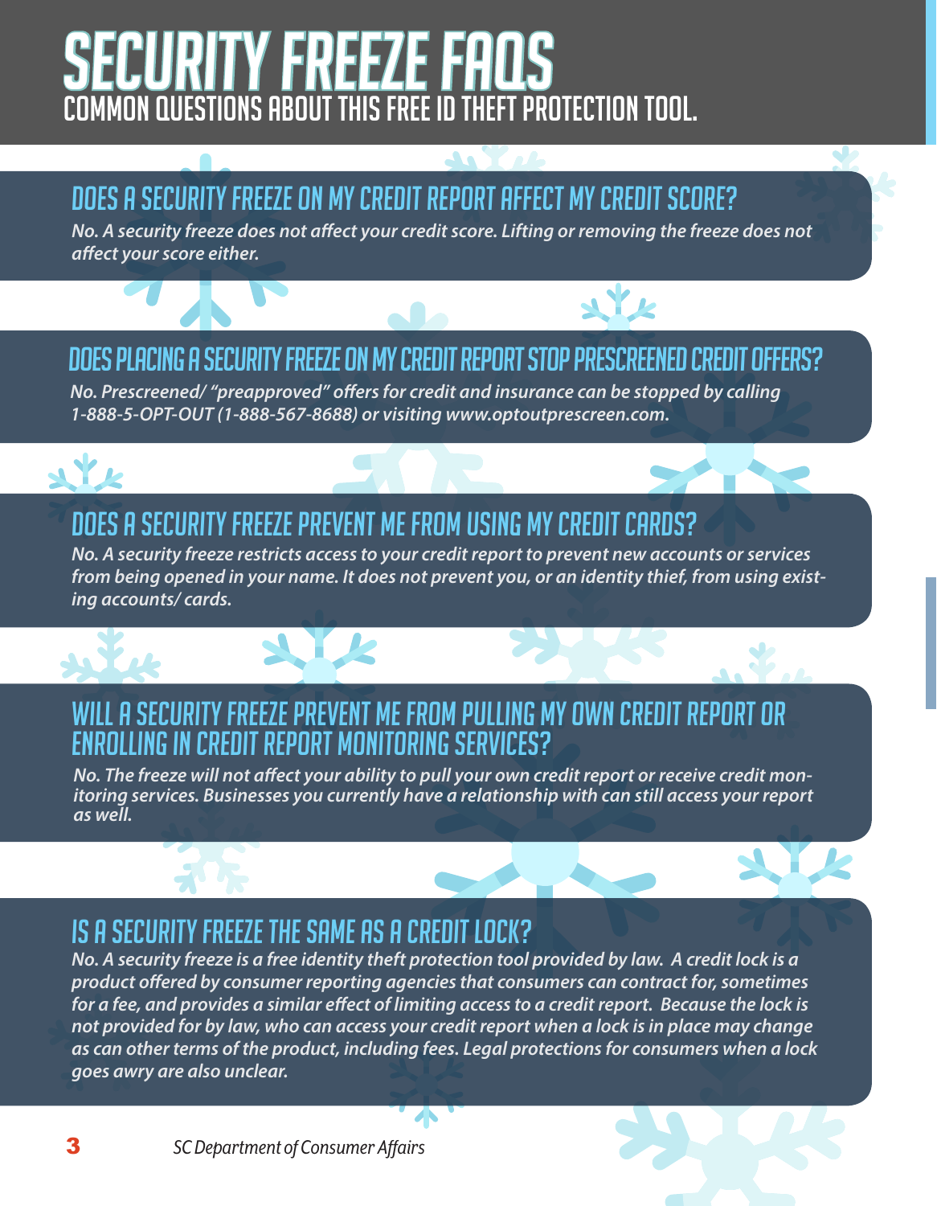# SECURITY FREEZE FAQS

## COMMON QUESTIONS ABOUT THIS FREE ID THEFT PROTECTION TOOL.

### DOES A SECURITY FREEZE ON MY CREDIT REPORT AFFECT MY CREDIT SCORE?

*No. A security freeze does not affect your credit score. Lifting or removing the freeze does not affect your score either.*

### DOES PLACING A SECURITY FREEZE ON MY CREDIT REPORT STOP PRESCREENED CREDIT OFFERS?

*No. Prescreened/ "preapproved" offers for credit and insurance can be stopped by calling 1-888-5-OPT-OUT (1-888-567-8688) or visiting www.optoutprescreen.com.*

### DOES A SECURITY FREEZE PREVENT ME FROM USING MY CREDIT CARDS?

*No. A security freeze restricts access to your credit report to prevent new accounts or services from being opened in your name. It does not prevent you, or an identity thief, from using existing accounts/ cards.*

### WILL A SECURITY FREEZE PREVENT ME FROM PULLING MY OWN CREDIT REPORT OR ENROLLING IN CREDIT REPORT MONITORING SERVICES?

*No. The freeze will not affect your ability to pull your own credit report or receive credit monitoring services. Businesses you currently have a relationship with can still access your report as well.*

### IS A SECURITY FREEZE THE SAME AS A CREDIT LOCK?

*No. A security freeze is a free identity theft protection tool provided by law. A credit lock is a product offered by consumer reporting agencies that consumers can contract for, sometimes for a fee, and provides a similar effect of limiting access to a credit report. Because the lock is not provided for by law, who can access your credit report when a lock is in place may change as can other terms of the product, including fees. Legal protections for consumers when a lock goes awry are also unclear.*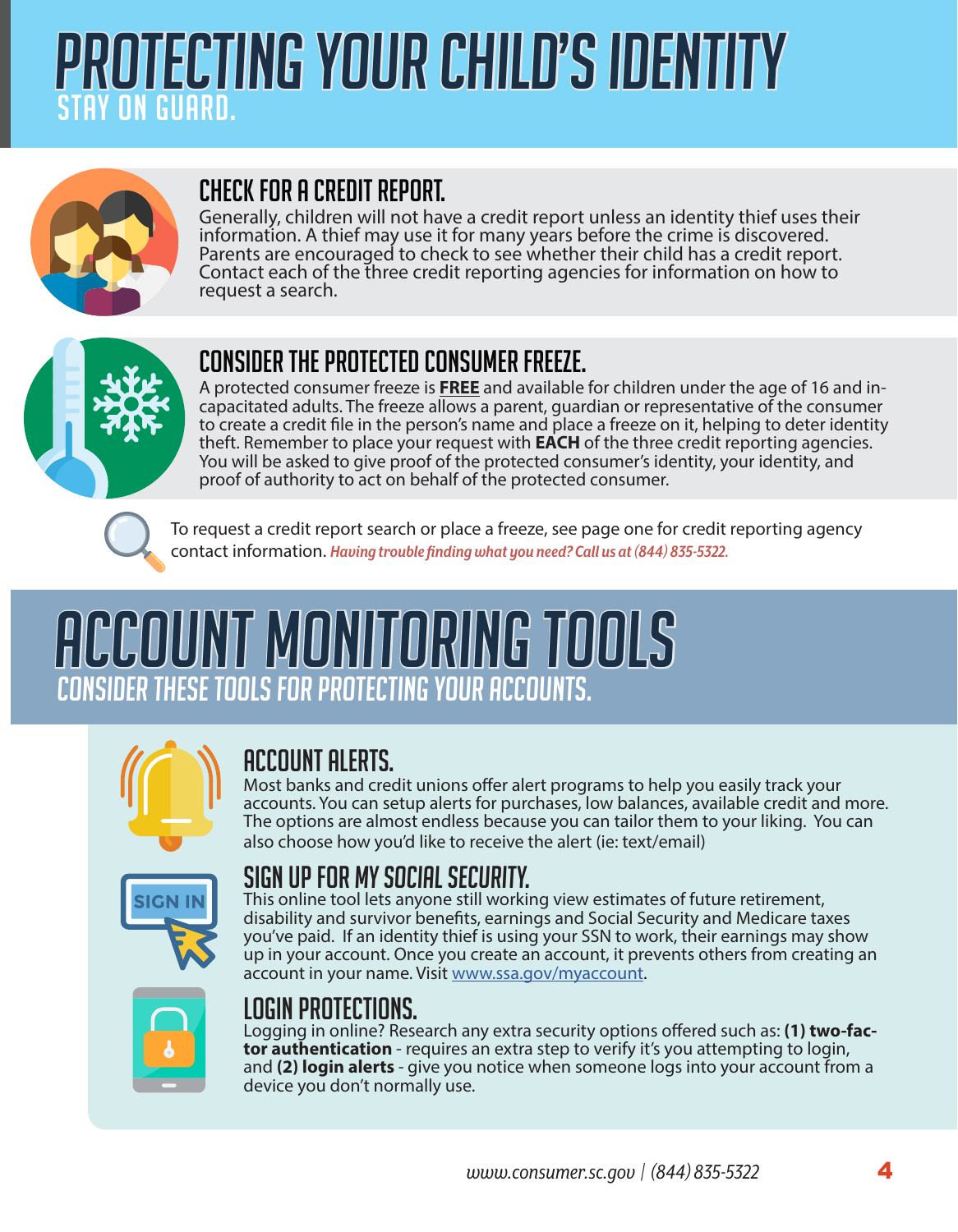# PROTECTING YOUR CHILD'S IDENTITY

## STAY ON GUARD.

### CHECK FOR A CREDIT REPORT.

Generally, children will not have a credit report unless an identity thief uses their information. A thief may use it for many years before the crime is discovered. Parents are encouraged to check to see whether their child has a credit report. Contact each of the three credit reporting agencies for information on how to request a search.

### CONSIDER THE PROTECTED CONSUMER FREEZE.

A protected consumer freeze is **FREE** and available for children under the age of 16 and incapacitated adults. The freeze allows a parent, guardian or representative of the consumer to create a credit file in the person's name and place a freeze on it, helping to deter identity theft. Remember to place your request with **EACH** of the three credit reporting agencies. You will be asked to give proof of the protected consumer's identity, your identity, and proof of authority to act on behalf of the protected consumer.

To request a credit report search or place a freeze, see page one for credit reporting agency contact information. *Having trouble finding what you need? Call us at (844) 835-5322.*

# ACCOUNT MONITORING TOOLS

## CONSIDER THESE TOOLS FOR PROTECTING YOUR ACCOUNTS.

### ACCOUNT ALERTS.

Most banks and credit unions offer alert programs to help you easily track your accounts. You can setup alerts for purchases, low balances, available credit and more. The options are almost endless because you can tailor them to your liking. You can also choose how you'd like to receive the alert (ie: text/email)

### SIGN UP FOR MY SOCIAL SECURITY.

This online tool lets anyone still working view estimates of future retirement, disability and survivor benefits, earnings and Social Security and Medicare taxes you've paid. If an identity thief is using your SSN to work, their earnings may show up in your account. Once you create an account, it prevents others from creating an account in your name. Visit www.ssa.gov/myaccount.

### LOGIN PROTECTIONS.

Logging in online? Research any extra security options offered such as: **(1) two-factor authentication** - requires an extra step to verify it's you attempting to login, and **(2) login alerts** - give you notice when someone logs into your account from a device you don't normally use.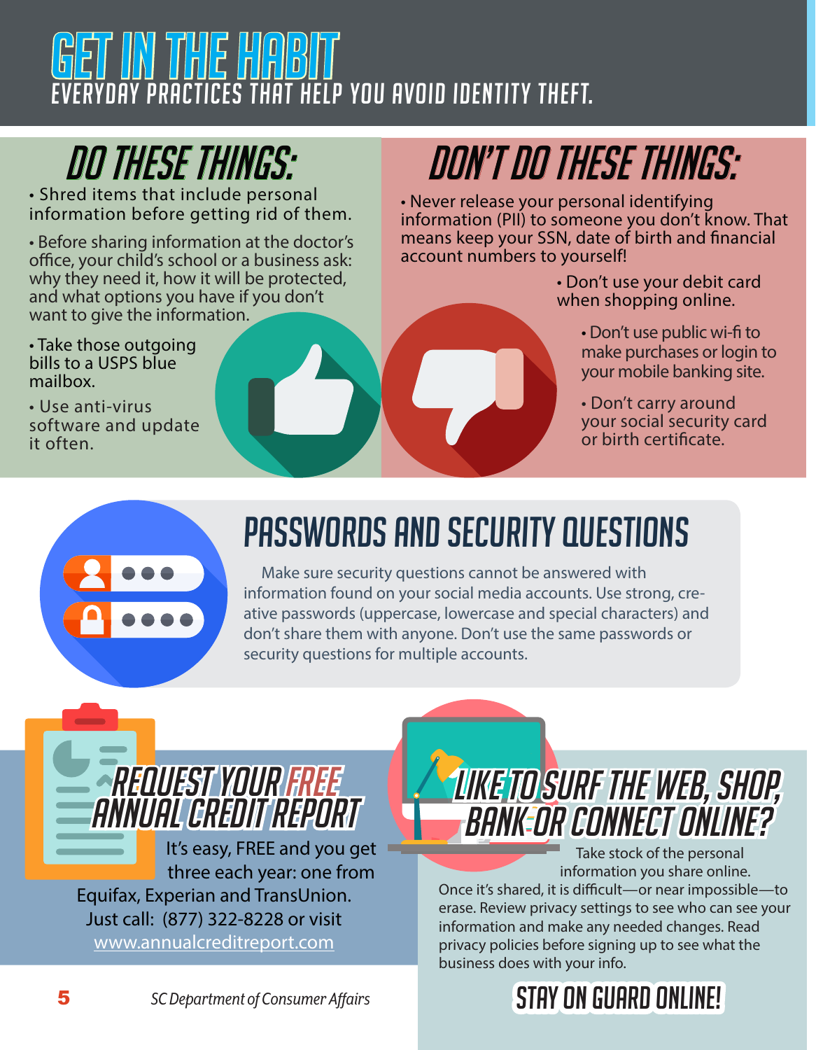# GET IN THE HABIT

EVERYDAY PRACTICES THAT HELP YOU AVOID IDENTITY THEFT.

## DO THESE THINGS:

- Shred items that include personal information before getting rid of them.
- Before sharing information at the doctor's office, your child's school or a business ask: why they need it, how it will be protected, and what options you have if you don't want to give the information.
- Take those outgoing bills to a USPS blue mailbox.
- Use anti-virus software and update it often.

## DON'T DO THESE THINGS:

- Never release your personal identifying information (PII) to someone you don't know. That means keep your SSN, date of birth and financial account numbers to yourself!
- Don't use your debit card when shopping online.
- Don't use public wi-fi to make purchases or login to your mobile banking site.
- Don't carry around your social security card or birth certificate.

## PASSWORDS AND SECURITY QUESTIONS

Make sure security questions cannot be answered with information found on your social media accounts. Use strong, creative passwords (uppercase, lowercase and special characters) and don't share them with anyone. Don't use the same passwords or security questions for multiple accounts.

## REQUEST YOUR FREE ANNUAL CREDIT REPORT

It's easy, FREE and you get three each year: one from Equifax, Experian and TransUnion. Just call: (877) 322-8228 or visit www.annualcreditreport.com

## LIKE TO SURF THE WEB, SHOP, BANK OR CONNECT ONLINE?

Take stock of the personal information you share online. Once it's shared, it is difficult—or near impossible—to erase. Review privacy settings to see who can see your information and make any needed changes. Read privacy policies before signing up to see what the business does with your info.

**STAY ON GUARD ONLINE!**

*SC Department of Consumer Affairs*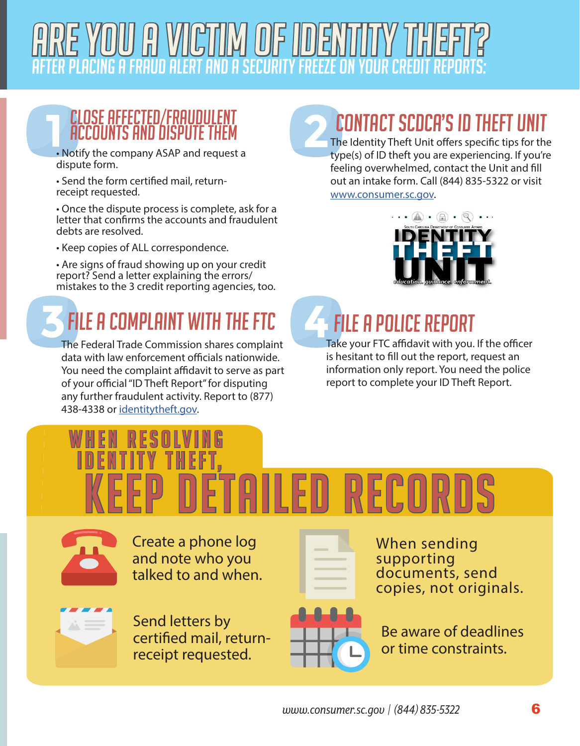# ARE YOU A VICTIM OF IDENTITY THEFT?

## AFTER PLACING A FRAUD ALERT AND A SECURITY FREEZE ON YOUR CREDIT REPORTS:

### 1 CLOSE AFFECTED/FRAUDULENT ACCOUNTS AND DISPUTE THEM

- Notify the company ASAP and request a dispute form.
- Send the form certified mail, return-receipt requested.
- Once the dispute process is complete, ask for a letter that confirms the accounts and fraudulent debts are resolved.
- Keep copies of ALL correspondence.
- Are signs of fraud showing up on your credit report? Send a letter explaining the errors/mistakes to the 3 credit reporting agencies, too.

### 2 CONTACT SCDCA'S ID THEFT UNIT

The Identity Theft Unit offers specific tips for the type(s) of ID theft you are experiencing. If you're feeling overwhelmed, contact the Unit and fill out an intake form. Call (844) 835-5322 or visit www.consumer.sc.gov.

South Carolina Department of Consumer Affairs IDENTITY THEFT UNIT *education. guidance. enforcement.*

### 3 FILE A COMPLAINT WITH THE FTC

The Federal Trade Commission shares complaint data with law enforcement officials nationwide. You need the complaint affidavit to serve as part of your official "ID Theft Report" for disputing any further fraudulent activity. Report to (877) 438-4338 or identitytheft.gov.

### 4 FILE A POLICE REPORT

Take your FTC affidavit with you. If the officer is hesitant to fill out the report, request an information only report. You need the police report to complete your ID Theft Report.

## WHEN RESOLVING IDENTITY THEFT, KEEP DETAILED RECORDS

- Create a phone log and note who you talked to and when.
- When sending supporting documents, send copies, not originals.
- Send letters by certified mail, return-receipt requested.
- Be aware of deadlines or time constraints.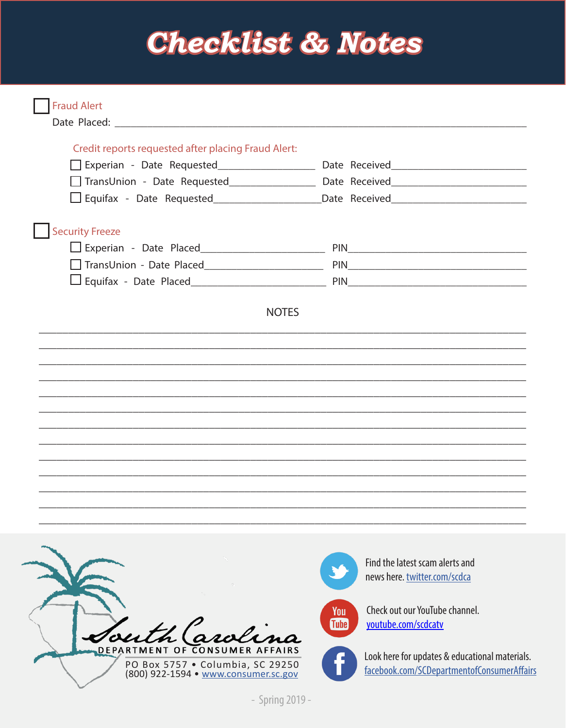# Checklist & Notes

☐ Fraud Alert

Date Placed: ___________________________________________

Credit reports requested after placing Fraud Alert:

☐ Experian - Date Requested_________________ Date Received_____________________

☐ TransUnion - Date Requested_______________ Date Received_____________________

☐ Equifax - Date Requested___________________Date Received_____________________

☐ Security Freeze

☐ Experian - Date Placed_____________________ PIN_____________________________

☐ TransUnion - Date Placed___________________ PIN_____________________________

☐ Equifax - Date Placed______________________ PIN_____________________________

NOTES

_______________________________________________________________________________

_______________________________________________________________________________

_______________________________________________________________________________

_______________________________________________________________________________

_______________________________________________________________________________

_______________________________________________________________________________

_______________________________________________________________________________

_______________________________________________________________________________

_______________________________________________________________________________

_______________________________________________________________________________

_______________________________________________________________________________

_______________________________________________________________________________

_______________________________________________________________________________

South Carolina
DEPARTMENT OF CONSUMER AFFAIRS
PO Box 5757 • Columbia, SC 29250
(800) 922-1594 • www.consumer.sc.gov

Find the latest scam alerts and news here. twitter.com/scdca

Check out our YouTube channel. youtube.com/scdcatv

Look here for updates & educational materials. facebook.com/SCDepartmentofConsumerAffairs

- Spring 2019 -